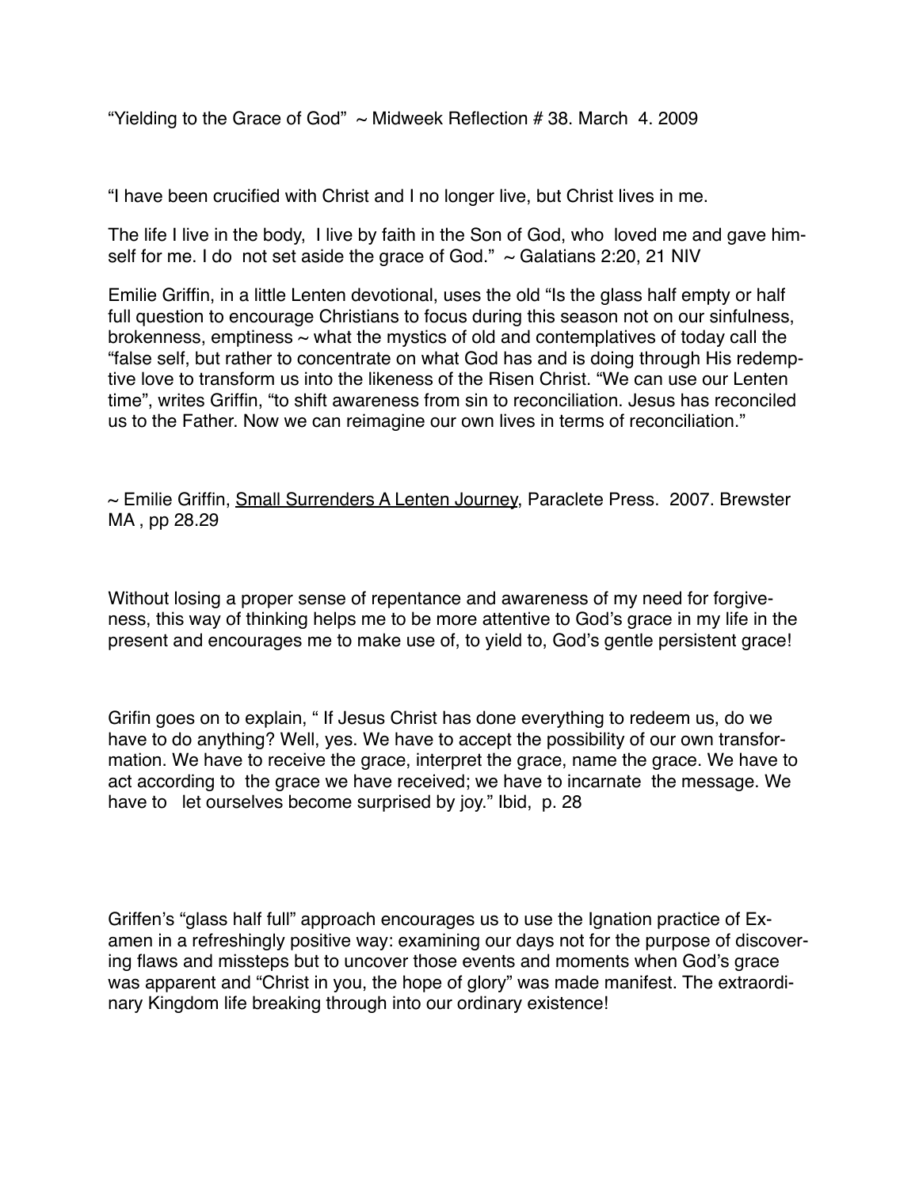"Yielding to the Grace of God" ~ Midweek Reflection # 38. March 4. 2009

"I have been crucified with Christ and I no longer live, but Christ lives in me.

The life I live in the body, I live by faith in the Son of God, who loved me and gave himself for me. I do not set aside the grace of God." ~ Galatians 2:20, 21 NIV

Emilie Griffin, in a little Lenten devotional, uses the old "Is the glass half empty or half full question to encourage Christians to focus during this season not on our sinfulness, brokenness, emptiness ~ what the mystics of old and contemplatives of today call the "false self, but rather to concentrate on what God has and is doing through His redemptive love to transform us into the likeness of the Risen Christ. "We can use our Lenten time", writes Griffin, "to shift awareness from sin to reconciliation. Jesus has reconciled us to the Father. Now we can reimagine our own lives in terms of reconciliation."

~ Emilie Griffin, <u>Small Surrenders A Lenten Journey</u>, Paraclete Press. 2007. Brewster MA , pp 28.29

Without losing a proper sense of repentance and awareness of my need for forgiveness, this way of thinking helps me to be more attentive to God's grace in my life in the present and encourages me to make use of, to yield to, God's gentle persistent grace!

Grifin goes on to explain, " If Jesus Christ has done everything to redeem us, do we have to do anything? Well, yes. We have to accept the possibility of our own transformation. We have to receive the grace, interpret the grace, name the grace. We have to act according to the grace we have received; we have to incarnate the message. We have to let ourselves become surprised by joy." Ibid, p. 28

Griffen's "glass half full" approach encourages us to use the Ignation practice of Examen in a refreshingly positive way: examining our days not for the purpose of discovering flaws and missteps but to uncover those events and moments when God's grace was apparent and "Christ in you, the hope of glory" was made manifest. The extraordinary Kingdom life breaking through into our ordinary existence!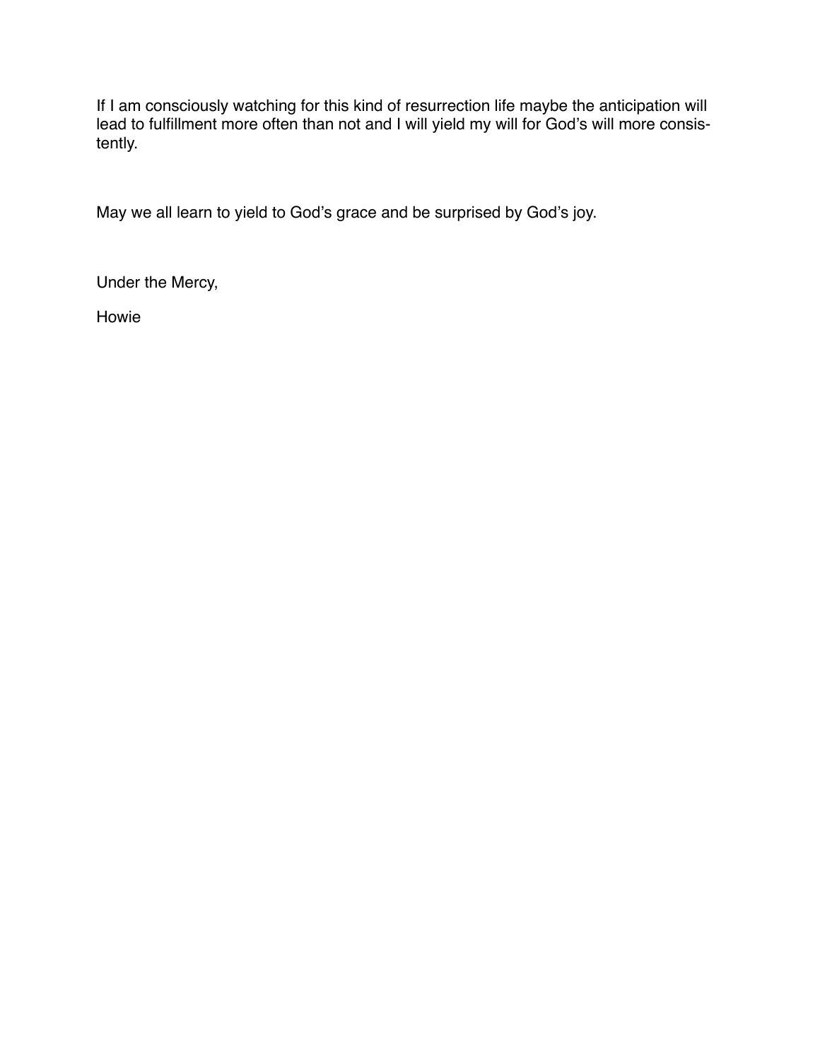If I am consciously watching for this kind of resurrection life maybe the anticipation will lead to fulfillment more often than not and I will yield my will for God's will more consistently.

May we all learn to yield to God's grace and be surprised by God's joy.

Under the Mercy,

Howie